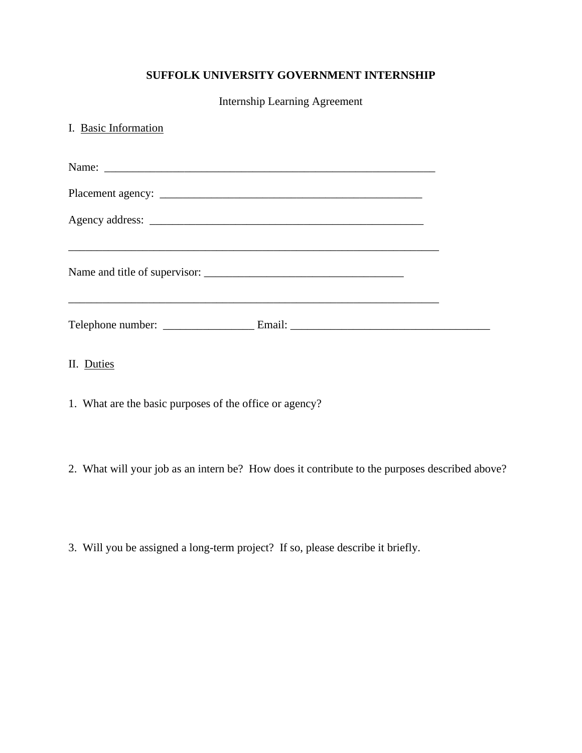**SUFFOLK UNIVERSITY GOVERNMENT INTERNSHIP**

Internship Learning Agreement

I. Basic Information

Name: ____________________________________________________________

Placement agency: _______________________________________________

Agency address: _________________________________________________

_____________________________________________________________________

Name and title of supervisor: ____________________________________

_____________________________________________________________________

Telephone number: ________________ Email: ___________________________________

II. Duties

1. What are the basic purposes of the office or agency?

2. What will your job as an intern be? How does it contribute to the purposes described above?

3. Will you be assigned a long-term project? If so, please describe it briefly.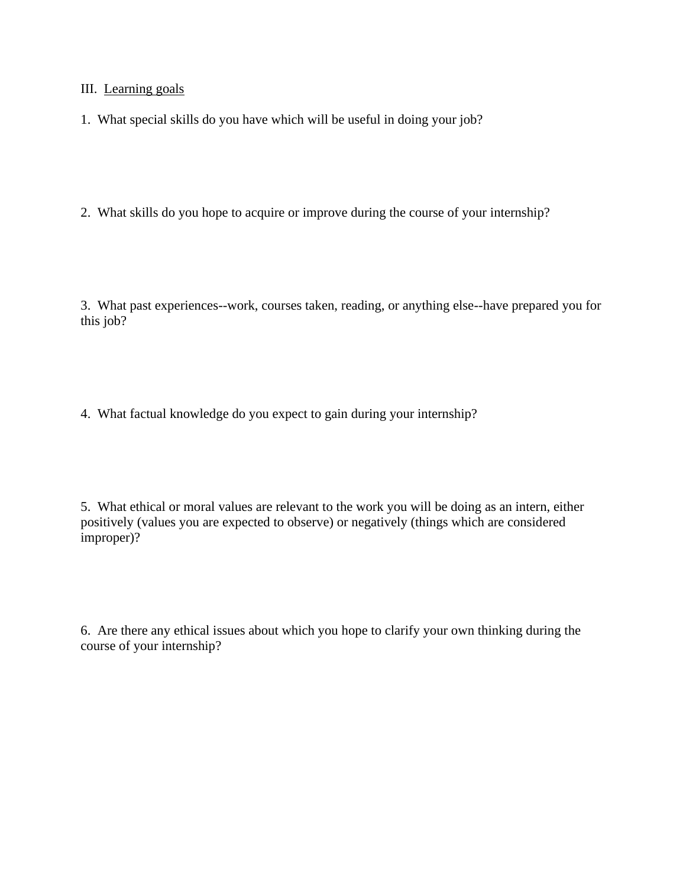## III. <u>Learning goals</u>

1. What special skills do you have which will be useful in doing your job?

2. What skills do you hope to acquire or improve during the course of your internship?

3. What past experiences--work, courses taken, reading, or anything else--have prepared you for this job?

4. What factual knowledge do you expect to gain during your internship?

5. What ethical or moral values are relevant to the work you will be doing as an intern, either positively (values you are expected to observe) or negatively (things which are considered improper)?

6. Are there any ethical issues about which you hope to clarify your own thinking during the course of your internship?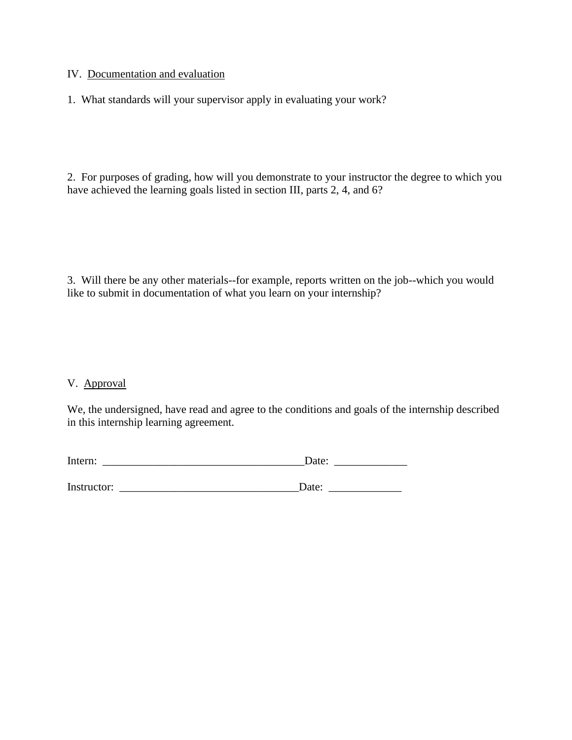IV. <u>Documentation and evaluation</u>

1. What standards will your supervisor apply in evaluating your work?

2. For purposes of grading, how will you demonstrate to your instructor the degree to which you have achieved the learning goals listed in section III, parts 2, 4, and 6?

3. Will there be any other materials--for example, reports written on the job--which you would like to submit in documentation of what you learn on your internship?

V. <u>Approval</u>

We, the undersigned, have read and agree to the conditions and goals of the internship described in this internship learning agreement.

Intern: ____________________________________Date: _____________

Instructor: ________________________________Date: _____________